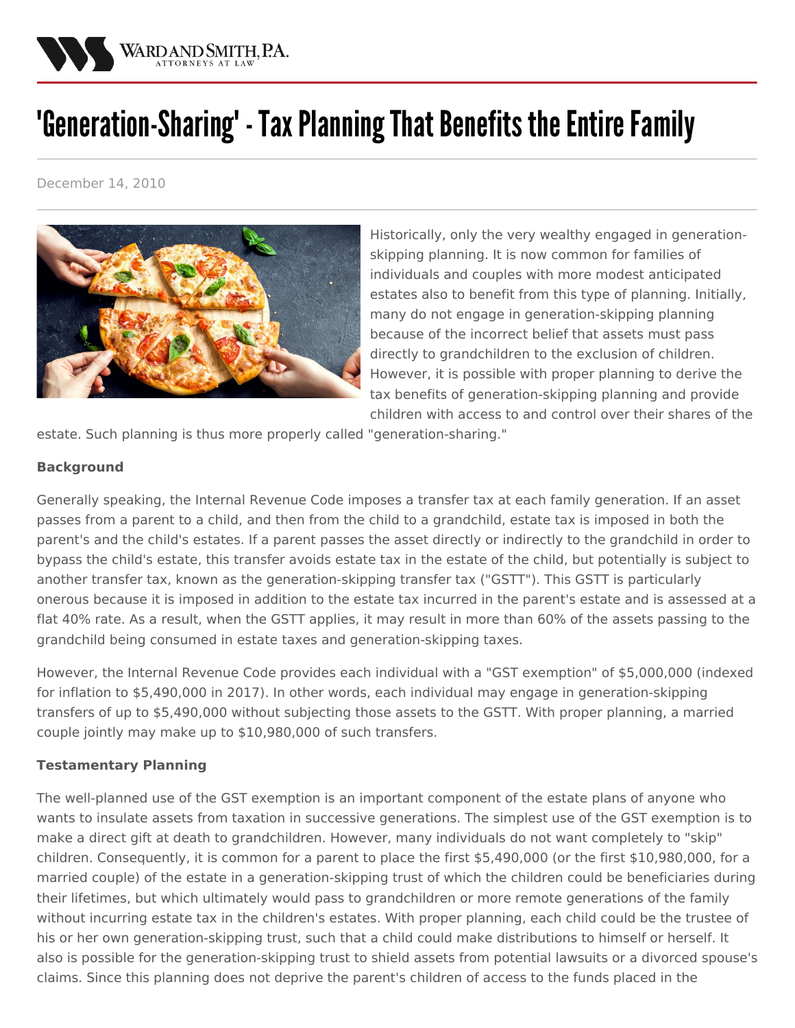# 'Generation-Sharing' - Tax Planning That Benefits the Entire Family

December 14, 2010

Historically, only the very wealthy engaged in generation-skipping planning. It is now common for families of individuals and couples with more modest anticipated estates also to benefit from this type of planning. Initially, many do not engage in generation-skipping planning because of the incorrect belief that assets must pass directly to grandchildren to the exclusion of children. However, it is possible with proper planning to derive the tax benefits of generation-skipping planning and provide children with access to and control over their shares of the estate. Such planning is thus more properly called "generation-sharing."

**Background**

Generally speaking, the Internal Revenue Code imposes a transfer tax at each family generation. If an asset passes from a parent to a child, and then from the child to a grandchild, estate tax is imposed in both the parent's and the child's estates. If a parent passes the asset directly or indirectly to the grandchild in order to bypass the child's estate, this transfer avoids estate tax in the estate of the child, but potentially is subject to another transfer tax, known as the generation-skipping transfer tax ("GSTT"). This GSTT is particularly onerous because it is imposed in addition to the estate tax incurred in the parent's estate and is assessed at a flat 40% rate. As a result, when the GSTT applies, it may result in more than 60% of the assets passing to the grandchild being consumed in estate taxes and generation-skipping taxes.

However, the Internal Revenue Code provides each individual with a "GST exemption" of $5,000,000 (indexed for inflation to $5,490,000 in 2017). In other words, each individual may engage in generation-skipping transfers of up to $5,490,000 without subjecting those assets to the GSTT. With proper planning, a married couple jointly may make up to $10,980,000 of such transfers.

**Testamentary Planning**

The well-planned use of the GST exemption is an important component of the estate plans of anyone who wants to insulate assets from taxation in successive generations. The simplest use of the GST exemption is to make a direct gift at death to grandchildren. However, many individuals do not want completely to "skip" children. Consequently, it is common for a parent to place the first $5,490,000 (or the first $10,980,000, for a married couple) of the estate in a generation-skipping trust of which the children could be beneficiaries during their lifetimes, but which ultimately would pass to grandchildren or more remote generations of the family without incurring estate tax in the children's estates. With proper planning, each child could be the trustee of his or her own generation-skipping trust, such that a child could make distributions to himself or herself. It also is possible for the generation-skipping trust to shield assets from potential lawsuits or a divorced spouse's claims. Since this planning does not deprive the parent's children of access to the funds placed in the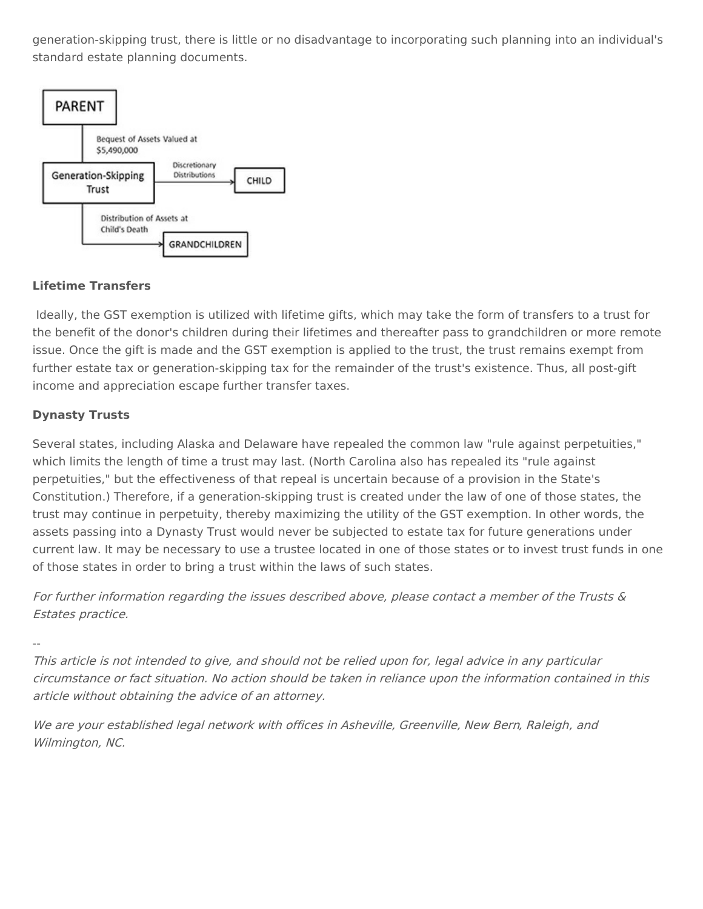generation-skipping trust, there is little or no disadvantage to incorporating such planning into an individual's standard estate planning documents.

PARENT

Bequest of Assets Valued at $5,490,000

Generation-Skipping Trust

Discretionary Distributions

CHILD

Distribution of Assets at Child's Death

GRANDCHILDREN

**Lifetime Transfers**

Ideally, the GST exemption is utilized with lifetime gifts, which may take the form of transfers to a trust for the benefit of the donor's children during their lifetimes and thereafter pass to grandchildren or more remote issue. Once the gift is made and the GST exemption is applied to the trust, the trust remains exempt from further estate tax or generation-skipping tax for the remainder of the trust's existence. Thus, all post-gift income and appreciation escape further transfer taxes.

**Dynasty Trusts**

Several states, including Alaska and Delaware have repealed the common law "rule against perpetuities," which limits the length of time a trust may last. (North Carolina also has repealed its "rule against perpetuities," but the effectiveness of that repeal is uncertain because of a provision in the State's Constitution.) Therefore, if a generation-skipping trust is created under the law of one of those states, the trust may continue in perpetuity, thereby maximizing the utility of the GST exemption. In other words, the assets passing into a Dynasty Trust would never be subjected to estate tax for future generations under current law. It may be necessary to use a trustee located in one of those states or to invest trust funds in one of those states in order to bring a trust within the laws of such states.

*For further information regarding the issues described above, please contact a member of the Trusts & Estates practice.*

--

*This article is not intended to give, and should not be relied upon for, legal advice in any particular circumstance or fact situation. No action should be taken in reliance upon the information contained in this article without obtaining the advice of an attorney.*

*We are your established legal network with offices in Asheville, Greenville, New Bern, Raleigh, and Wilmington, NC.*